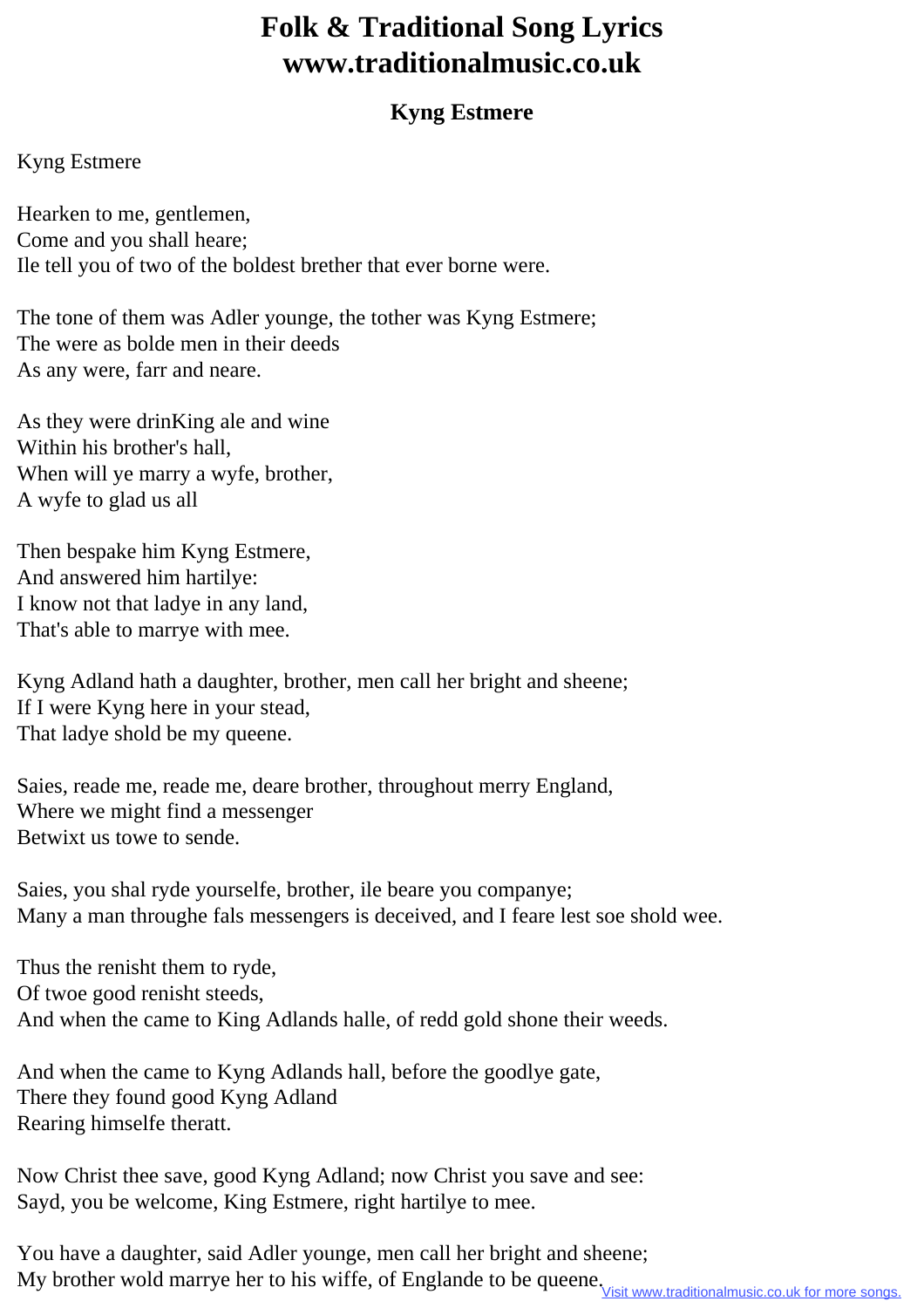# Folk & Traditional Song Lyrics www.traditionalmusic.co.uk

### Kyng Estmere

Kyng Estmere

Hearken to me, gentlemen,
Come and you shall heare;
Ile tell you of two of the boldest brether that ever borne were.

The tone of them was Adler younge, the tother was Kyng Estmere;
The were as bolde men in their deeds
As any were, farr and neare.

As they were drinKing ale and wine
Within his brother's hall,
When will ye marry a wyfe, brother,
A wyfe to glad us all

Then bespake him Kyng Estmere,
And answered him hartilye:
I know not that ladye in any land,
That's able to marrye with mee.

Kyng Adland hath a daughter, brother, men call her bright and sheene;
If I were Kyng here in your stead,
That ladye shold be my queene.

Saies, reade me, reade me, deare brother, throughout merry England,
Where we might find a messenger
Betwixt us towe to sende.

Saies, you shal ryde yourselfe, brother, ile beare you companye;
Many a man throughe fals messengers is deceived, and I feare lest soe shold wee.

Thus the renisht them to ryde,
Of twoe good renisht steeds,
And when the came to King Adlands halle, of redd gold shone their weeds.

And when the came to Kyng Adlands hall, before the goodlye gate,
There they found good Kyng Adland
Rearing himselfe theratt.

Now Christ thee save, good Kyng Adland; now Christ you save and see:
Sayd, you be welcome, King Estmere, right hartilye to mee.

You have a daughter, said Adler younge, men call her bright and sheene;
My brother wold marrye her to his wiffe, of Englande to be queene.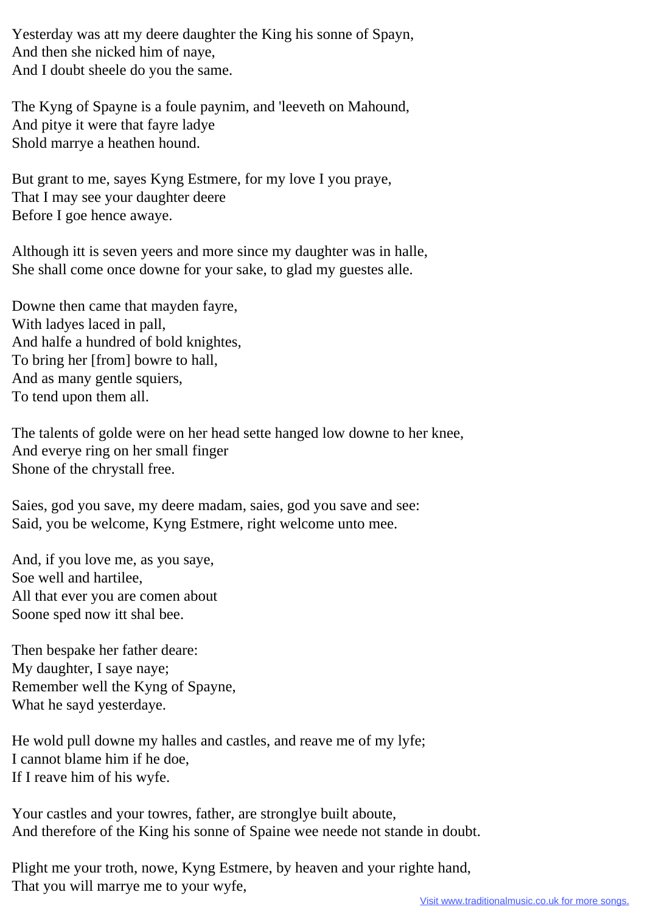Yesterday was att my deere daughter the King his sonne of Spayn,
And then she nicked him of naye,
And I doubt sheele do you the same.

The Kyng of Spayne is a foule paynim, and 'leeveth on Mahound,
And pitye it were that fayre ladye
Shold marrye a heathen hound.

But grant to me, sayes Kyng Estmere, for my love I you praye,
That I may see your daughter deere
Before I goe hence awaye.

Although itt is seven yeers and more since my daughter was in halle,
She shall come once downe for your sake, to glad my guestes alle.

Downe then came that mayden fayre,
With ladyes laced in pall,
And halfe a hundred of bold knightes,
To bring her [from] bowre to hall,
And as many gentle squiers,
To tend upon them all.

The talents of golde were on her head sette hanged low downe to her knee,
And everye ring on her small finger
Shone of the chrystall free.

Saies, god you save, my deere madam, saies, god you save and see:
Said, you be welcome, Kyng Estmere, right welcome unto mee.

And, if you love me, as you saye,
Soe well and hartilee,
All that ever you are comen about
Soone sped now itt shal bee.

Then bespake her father deare:
My daughter, I saye naye;
Remember well the Kyng of Spayne,
What he sayd yesterdaye.

He wold pull downe my halles and castles, and reave me of my lyfe;
I cannot blame him if he doe,
If I reave him of his wyfe.

Your castles and your towres, father, are stronglye built aboute,
And therefore of the King his sonne of Spaine wee neede not stande in doubt.

Plight me your troth, nowe, Kyng Estmere, by heaven and your righte hand,
That you will marrye me to your wyfe,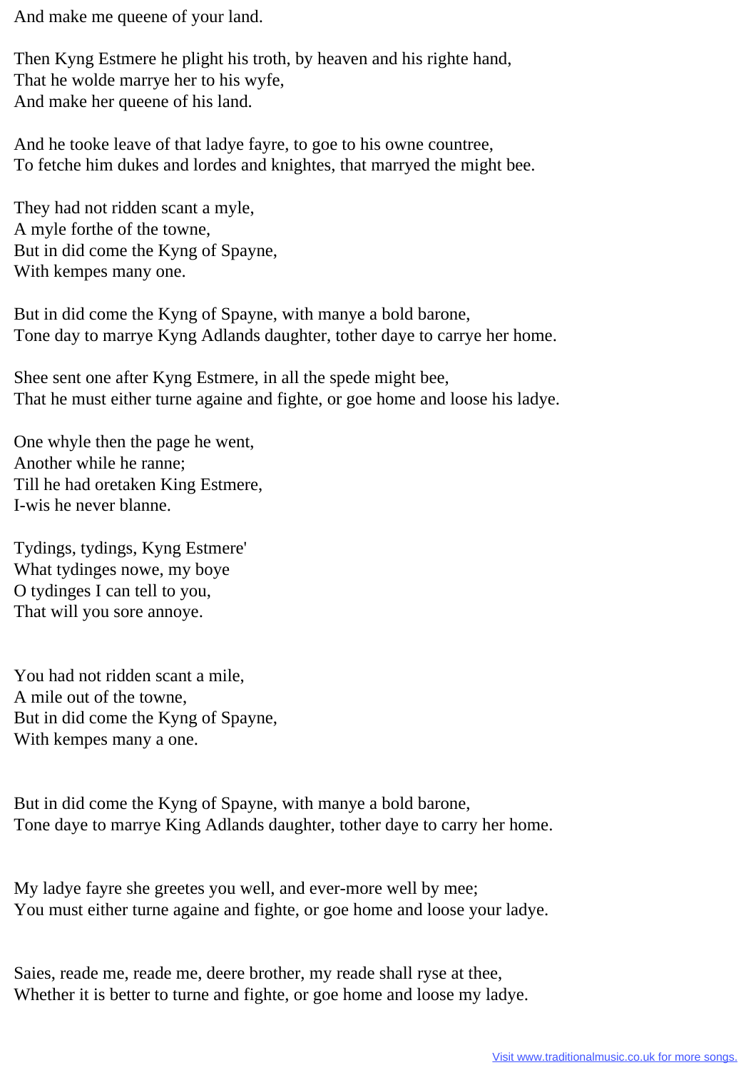And make me queene of your land.

Then Kyng Estmere he plight his troth, by heaven and his righte hand,
That he wolde marrye her to his wyfe,
And make her queene of his land.

And he tooke leave of that ladye fayre, to goe to his owne countree,
To fetche him dukes and lordes and knightes, that marryed the might bee.

They had not ridden scant a myle,
A myle forthe of the towne,
But in did come the Kyng of Spayne,
With kempes many one.

But in did come the Kyng of Spayne, with manye a bold barone,
Tone day to marrye Kyng Adlands daughter, tother daye to carrye her home.

Shee sent one after Kyng Estmere, in all the spede might bee,
That he must either turne againe and fighte, or goe home and loose his ladye.

One whyle then the page he went,
Another while he ranne;
Till he had oretaken King Estmere,
I-wis he never blanne.

Tydings, tydings, Kyng Estmere'
What tydinges nowe, my boye
O tydinges I can tell to you,
That will you sore annoye.

You had not ridden scant a mile,
A mile out of the towne,
But in did come the Kyng of Spayne,
With kempes many a one.

But in did come the Kyng of Spayne, with manye a bold barone,
Tone daye to marrye King Adlands daughter, tother daye to carry her home.

My ladye fayre she greetes you well, and ever-more well by mee;
You must either turne againe and fighte, or goe home and loose your ladye.

Saies, reade me, reade me, deere brother, my reade shall ryse at thee,
Whether it is better to turne and fighte, or goe home and loose my ladye.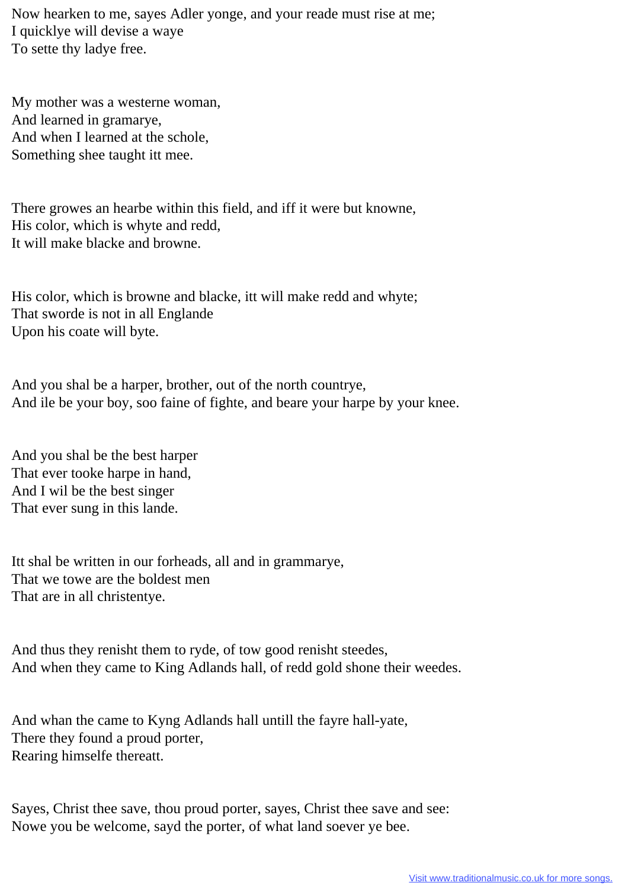Now hearken to me, sayes Adler yonge, and your reade must rise at me;
I quicklye will devise a waye
To sette thy ladye free.

My mother was a westerne woman,
And learned in gramarye,
And when I learned at the schole,
Something shee taught itt mee.

There growes an hearbe within this field, and iff it were but knowne,
His color, which is whyte and redd,
It will make blacke and browne.

His color, which is browne and blacke, itt will make redd and whyte;
That sworde is not in all Englande
Upon his coate will byte.

And you shal be a harper, brother, out of the north countrye,
And ile be your boy, soo faine of fighte, and beare your harpe by your knee.

And you shal be the best harper
That ever tooke harpe in hand,
And I wil be the best singer
That ever sung in this lande.

Itt shal be written in our forheads, all and in grammarye,
That we towe are the boldest men
That are in all christentye.

And thus they renisht them to ryde, of tow good renisht steedes,
And when they came to King Adlands hall, of redd gold shone their weedes.

And whan the came to Kyng Adlands hall untill the fayre hall-yate,
There they found a proud porter,
Rearing himselfe thereatt.

Sayes, Christ thee save, thou proud porter, sayes, Christ thee save and see:
Nowe you be welcome, sayd the porter, of what land soever ye bee.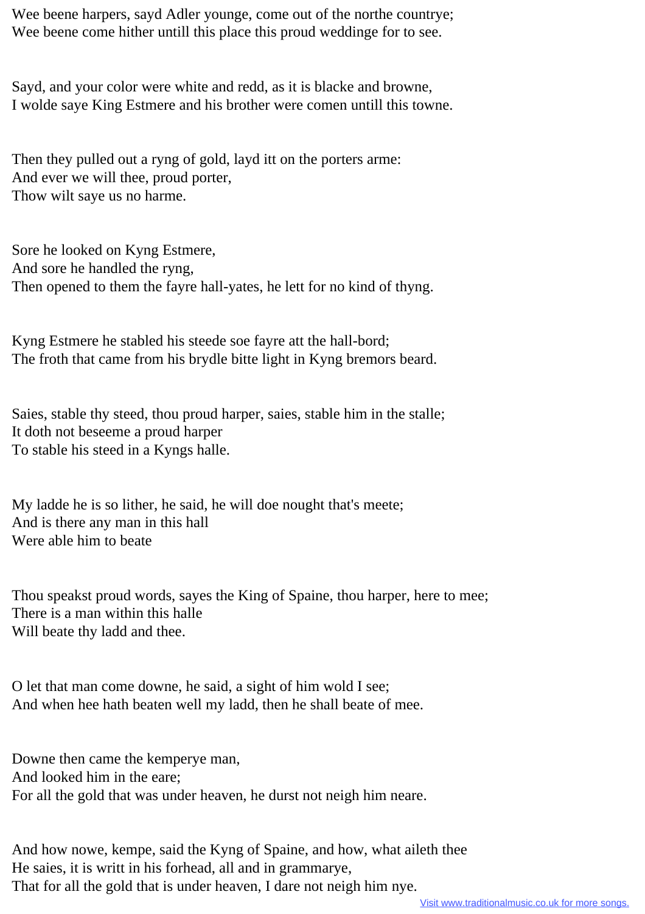Wee beene harpers, sayd Adler younge, come out of the northe countrye;
Wee beene come hither untill this place this proud weddinge for to see.

Sayd, and your color were white and redd, as it is blacke and browne,
I wolde saye King Estmere and his brother were comen untill this towne.

Then they pulled out a ryng of gold, layd itt on the porters arme:
And ever we will thee, proud porter,
Thow wilt saye us no harme.

Sore he looked on Kyng Estmere,
And sore he handled the ryng,
Then opened to them the fayre hall-yates, he lett for no kind of thyng.

Kyng Estmere he stabled his steede soe fayre att the hall-bord;
The froth that came from his brydle bitte light in Kyng bremors beard.

Saies, stable thy steed, thou proud harper, saies, stable him in the stalle;
It doth not beseeme a proud harper
To stable his steed in a Kyngs halle.

My ladde he is so lither, he said, he will doe nought that's meete;
And is there any man in this hall
Were able him to beate

Thou speakst proud words, sayes the King of Spaine, thou harper, here to mee;
There is a man within this halle
Will beate thy ladd and thee.

O let that man come downe, he said, a sight of him wold I see;
And when hee hath beaten well my ladd, then he shall beate of mee.

Downe then came the kemperye man,
And looked him in the eare;
For all the gold that was under heaven, he durst not neigh him neare.

And how nowe, kempe, said the Kyng of Spaine, and how, what aileth thee
He saies, it is writt in his forhead, all and in grammarye,
That for all the gold that is under heaven, I dare not neigh him nye.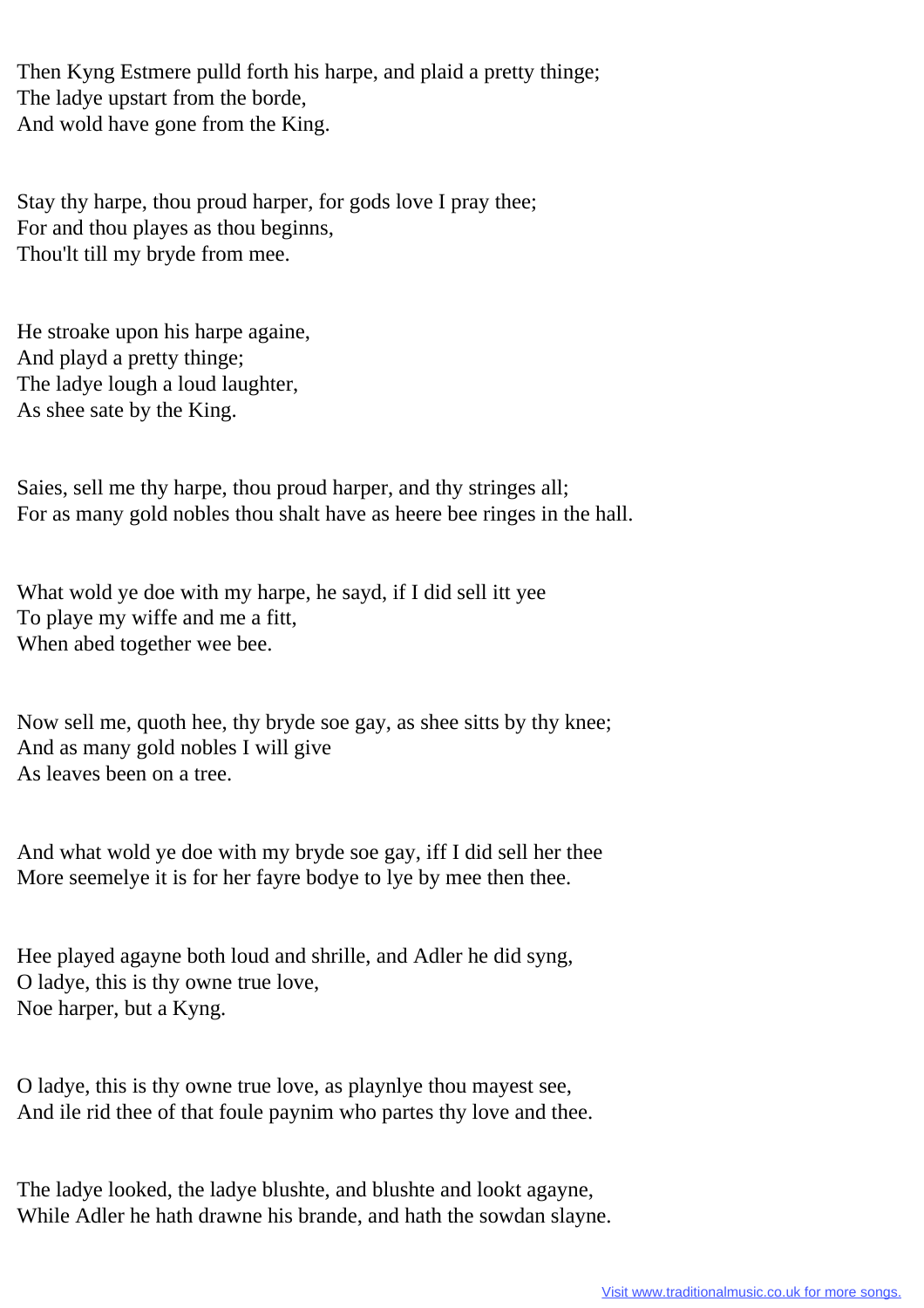Then Kyng Estmere pulld forth his harpe, and plaid a pretty thinge;
The ladye upstart from the borde,
And wold have gone from the King.

Stay thy harpe, thou proud harper, for gods love I pray thee;
For and thou playes as thou beginns,
Thou'lt till my bryde from mee.

He stroake upon his harpe againe,
And playd a pretty thinge;
The ladye lough a loud laughter,
As shee sate by the King.

Saies, sell me thy harpe, thou proud harper, and thy stringes all;
For as many gold nobles thou shalt have as heere bee ringes in the hall.

What wold ye doe with my harpe, he sayd, if I did sell itt yee
To playe my wiffe and me a fitt,
When abed together wee bee.

Now sell me, quoth hee, thy bryde soe gay, as shee sitts by thy knee;
And as many gold nobles I will give
As leaves been on a tree.

And what wold ye doe with my bryde soe gay, iff I did sell her thee
More seemelye it is for her fayre bodye to lye by mee then thee.

Hee played agayne both loud and shrille, and Adler he did syng,
O ladye, this is thy owne true love,
Noe harper, but a Kyng.

O ladye, this is thy owne true love, as playnlye thou mayest see,
And ile rid thee of that foule paynim who partes thy love and thee.

The ladye looked, the ladye blushte, and blushte and lookt agayne,
While Adler he hath drawne his brande, and hath the sowdan slayne.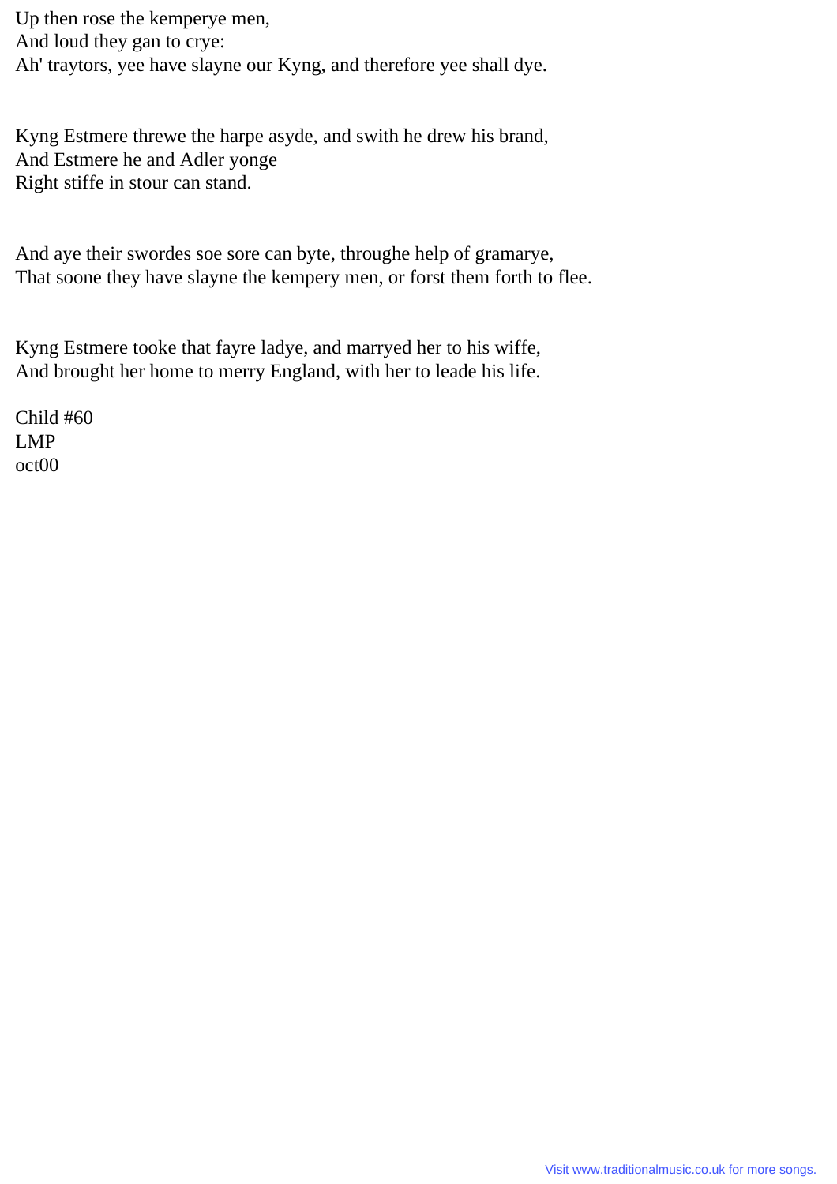Up then rose the kemperye men,
And loud they gan to crye:
Ah' traytors, yee have slayne our Kyng, and therefore yee shall dye.

Kyng Estmere threwe the harpe asyde, and swith he drew his brand,
And Estmere he and Adler yonge
Right stiffe in stour can stand.

And aye their swordes soe sore can byte, throughe help of gramarye,
That soone they have slayne the kempery men, or forst them forth to flee.

Kyng Estmere tooke that fayre ladye, and marryed her to his wiffe,
And brought her home to merry England, with her to leade his life.

Child #60
LMP
oct00

Visit www.traditionalmusic.co.uk for more songs.